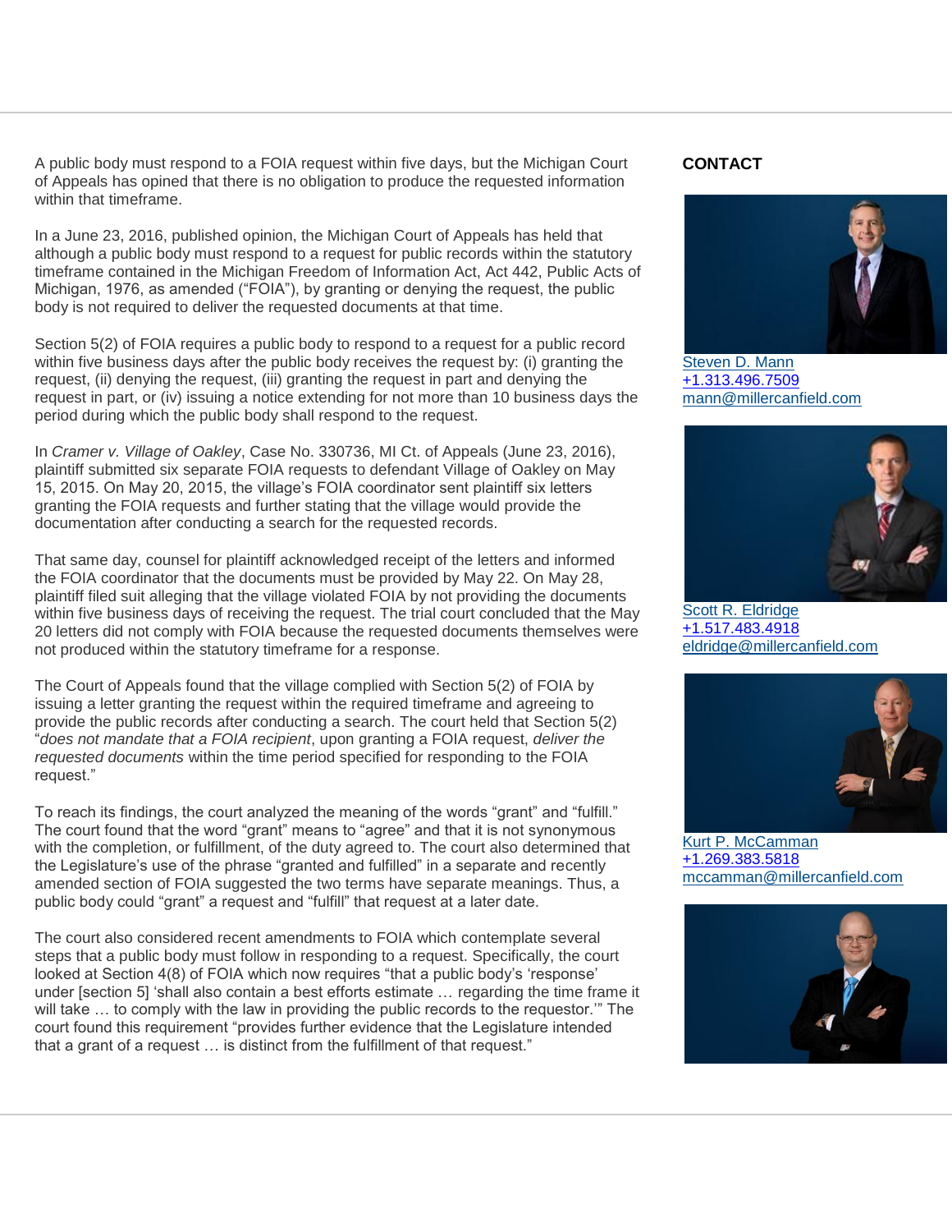A public body must respond to a FOIA request within five days, but the Michigan Court of Appeals has opined that there is no obligation to produce the requested information within that timeframe.

In a June 23, 2016, published opinion, the Michigan Court of Appeals has held that although a public body must respond to a request for public records within the statutory timeframe contained in the Michigan Freedom of Information Act, Act 442, Public Acts of Michigan, 1976, as amended ("FOIA"), by granting or denying the request, the public body is not required to deliver the requested documents at that time.

Section 5(2) of FOIA requires a public body to respond to a request for a public record within five business days after the public body receives the request by: (i) granting the request, (ii) denying the request, (iii) granting the request in part and denying the request in part, or (iv) issuing a notice extending for not more than 10 business days the period during which the public body shall respond to the request.

In *Cramer v. Village of Oakley*, Case No. 330736, MI Ct. of Appeals (June 23, 2016), plaintiff submitted six separate FOIA requests to defendant Village of Oakley on May 15, 2015. On May 20, 2015, the village's FOIA coordinator sent plaintiff six letters granting the FOIA requests and further stating that the village would provide the documentation after conducting a search for the requested records.

That same day, counsel for plaintiff acknowledged receipt of the letters and informed the FOIA coordinator that the documents must be provided by May 22. On May 28, plaintiff filed suit alleging that the village violated FOIA by not providing the documents within five business days of receiving the request. The trial court concluded that the May 20 letters did not comply with FOIA because the requested documents themselves were not produced within the statutory timeframe for a response.

The Court of Appeals found that the village complied with Section 5(2) of FOIA by issuing a letter granting the request within the required timeframe and agreeing to provide the public records after conducting a search. The court held that Section 5(2) "*does not mandate that a FOIA recipient*, upon granting a FOIA request, *deliver the requested documents* within the time period specified for responding to the FOIA request."

To reach its findings, the court analyzed the meaning of the words "grant" and "fulfill." The court found that the word "grant" means to "agree" and that it is not synonymous with the completion, or fulfillment, of the duty agreed to. The court also determined that the Legislature's use of the phrase "granted and fulfilled" in a separate and recently amended section of FOIA suggested the two terms have separate meanings. Thus, a public body could "grant" a request and "fulfill" that request at a later date.

The court also considered recent amendments to FOIA which contemplate several steps that a public body must follow in responding to a request. Specifically, the court looked at Section 4(8) of FOIA which now requires "that a public body's 'response' under [section 5] 'shall also contain a best efforts estimate … regarding the time frame it will take … to comply with the law in providing the public records to the requestor.'" The court found this requirement "provides further evidence that the Legislature intended that a grant of a request … is distinct from the fulfillment of that request."

**CONTACT**

Steven D. Mann
+1.313.496.7509
mann@millercanfield.com

Scott R. Eldridge
+1.517.483.4918
eldridge@millercanfield.com

Kurt P. McCamman
+1.269.383.5818
mccamman@millercanfield.com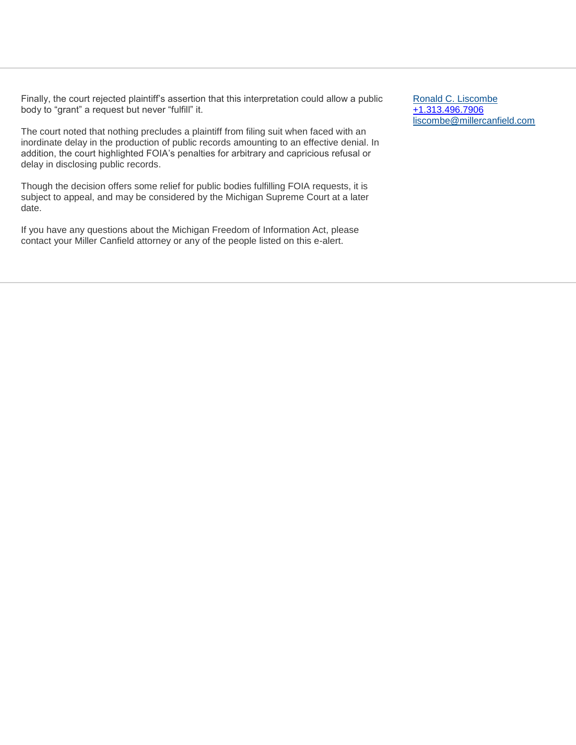Finally, the court rejected plaintiff's assertion that this interpretation could allow a public body to "grant" a request but never "fulfill" it.

The court noted that nothing precludes a plaintiff from filing suit when faced with an inordinate delay in the production of public records amounting to an effective denial. In addition, the court highlighted FOIA's penalties for arbitrary and capricious refusal or delay in disclosing public records.

Though the decision offers some relief for public bodies fulfilling FOIA requests, it is subject to appeal, and may be considered by the Michigan Supreme Court at a later date.

If you have any questions about the Michigan Freedom of Information Act, please contact your Miller Canfield attorney or any of the people listed on this e-alert.

Ronald C. Liscombe
+1.313.496.7906
liscombe@millercanfield.com